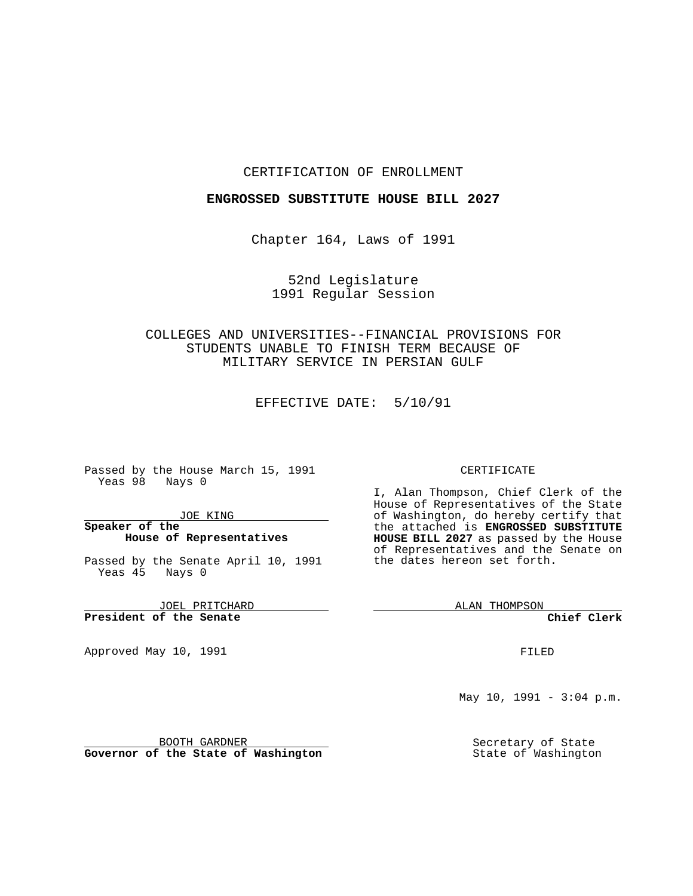CERTIFICATION OF ENROLLMENT

**ENGROSSED SUBSTITUTE HOUSE BILL 2027**

Chapter 164, Laws of 1991

52nd Legislature
1991 Regular Session

COLLEGES AND UNIVERSITIES--FINANCIAL PROVISIONS FOR STUDENTS UNABLE TO FINISH TERM BECAUSE OF MILITARY SERVICE IN PERSIAN GULF

EFFECTIVE DATE: 5/10/91

Passed by the House March 15, 1991
Yeas 98 Nays 0

JOE KING
**Speaker of the House of Representatives**

Passed by the Senate April 10, 1991
Yeas 45 Nays 0

JOEL PRITCHARD
**President of the Senate**

Approved May 10, 1991

BOOTH GARDNER
**Governor of the State of Washington**

CERTIFICATE

I, Alan Thompson, Chief Clerk of the House of Representatives of the State of Washington, do hereby certify that the attached is **ENGROSSED SUBSTITUTE HOUSE BILL 2027** as passed by the House of Representatives and the Senate on the dates hereon set forth.

ALAN THOMPSON
**Chief Clerk**

FILED

May 10, 1991 - 3:04 p.m.

Secretary of State
State of Washington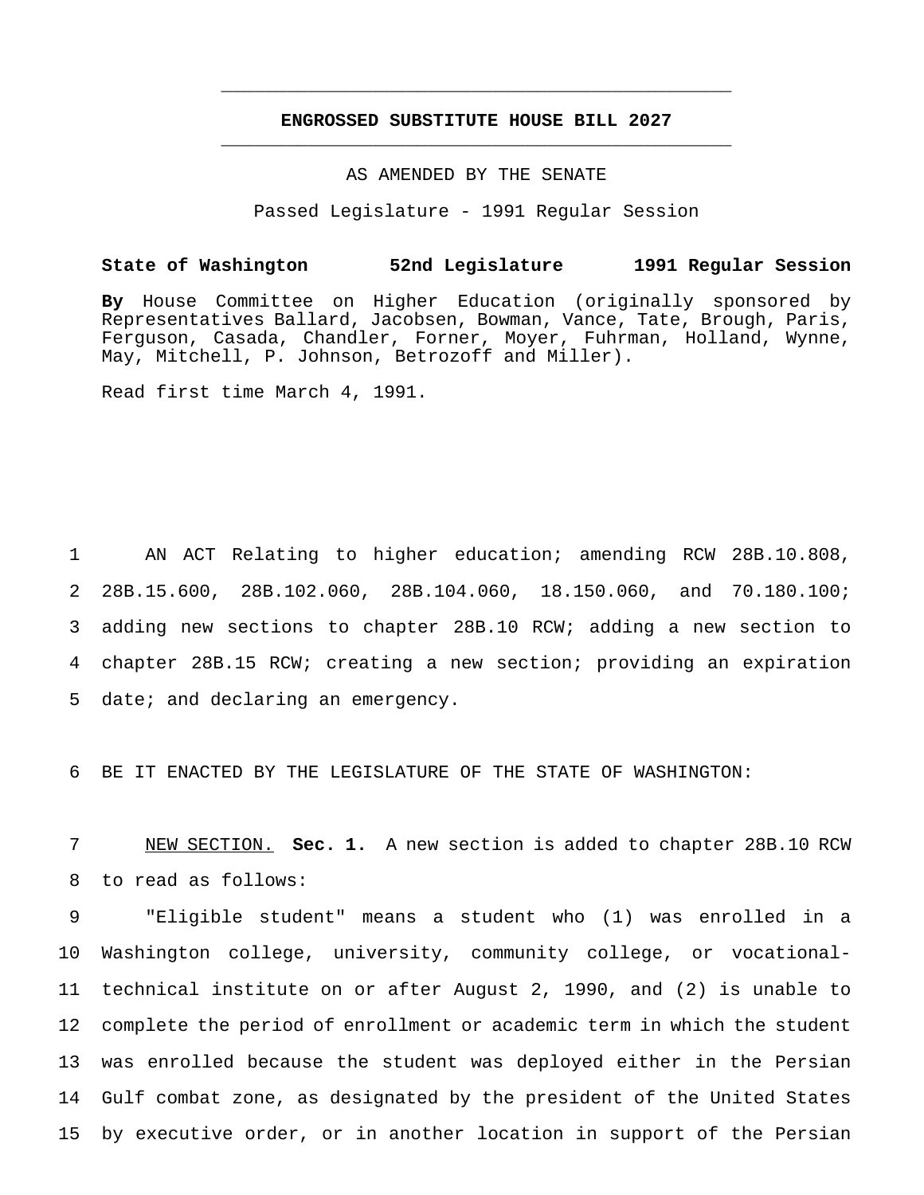# ENGROSSED SUBSTITUTE HOUSE BILL 2027

AS AMENDED BY THE SENATE

Passed Legislature - 1991 Regular Session

**State of Washington 52nd Legislature 1991 Regular Session**

**By** House Committee on Higher Education (originally sponsored by Representatives Ballard, Jacobsen, Bowman, Vance, Tate, Brough, Paris, Ferguson, Casada, Chandler, Forner, Moyer, Fuhrman, Holland, Wynne, May, Mitchell, P. Johnson, Betrozoff and Miller).

Read first time March 4, 1991.

AN ACT Relating to higher education; amending RCW 28B.10.808, 28B.15.600, 28B.102.060, 28B.104.060, 18.150.060, and 70.180.100; adding new sections to chapter 28B.10 RCW; adding a new section to chapter 28B.15 RCW; creating a new section; providing an expiration date; and declaring an emergency.

BE IT ENACTED BY THE LEGISLATURE OF THE STATE OF WASHINGTON:

NEW SECTION. **Sec. 1.** A new section is added to chapter 28B.10 RCW to read as follows:

"Eligible student" means a student who (1) was enrolled in a Washington college, university, community college, or vocational-technical institute on or after August 2, 1990, and (2) is unable to complete the period of enrollment or academic term in which the student was enrolled because the student was deployed either in the Persian Gulf combat zone, as designated by the president of the United States by executive order, or in another location in support of the Persian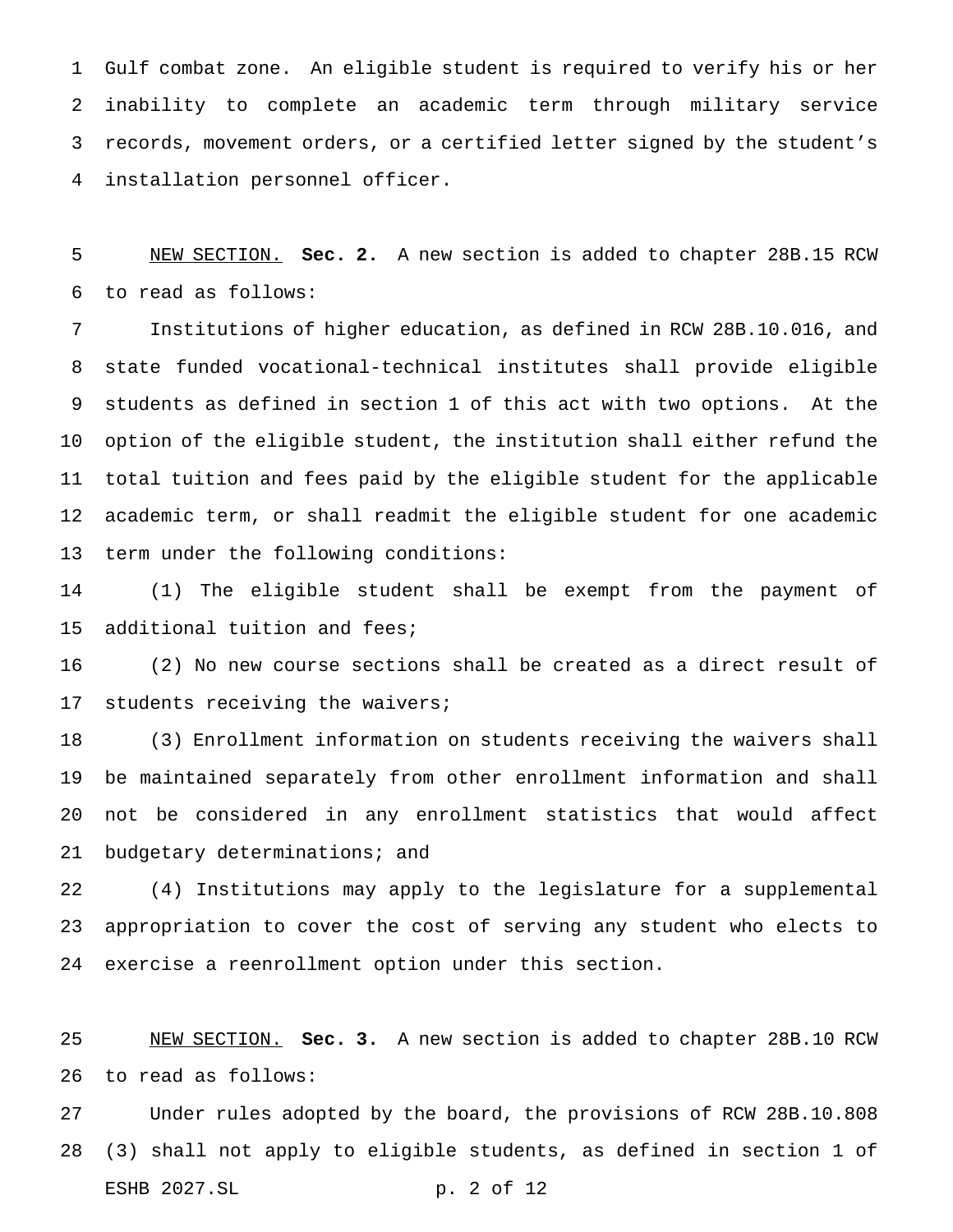Gulf combat zone. An eligible student is required to verify his or her inability to complete an academic term through military service records, movement orders, or a certified letter signed by the student's installation personnel officer.

NEW SECTION. **Sec. 2.** A new section is added to chapter 28B.15 RCW to read as follows:

Institutions of higher education, as defined in RCW 28B.10.016, and state funded vocational-technical institutes shall provide eligible students as defined in section 1 of this act with two options. At the option of the eligible student, the institution shall either refund the total tuition and fees paid by the eligible student for the applicable academic term, or shall readmit the eligible student for one academic term under the following conditions:

(1) The eligible student shall be exempt from the payment of additional tuition and fees;

(2) No new course sections shall be created as a direct result of students receiving the waivers;

(3) Enrollment information on students receiving the waivers shall be maintained separately from other enrollment information and shall not be considered in any enrollment statistics that would affect budgetary determinations; and

(4) Institutions may apply to the legislature for a supplemental appropriation to cover the cost of serving any student who elects to exercise a reenrollment option under this section.

NEW SECTION. **Sec. 3.** A new section is added to chapter 28B.10 RCW to read as follows:

Under rules adopted by the board, the provisions of RCW 28B.10.808 (3) shall not apply to eligible students, as defined in section 1 of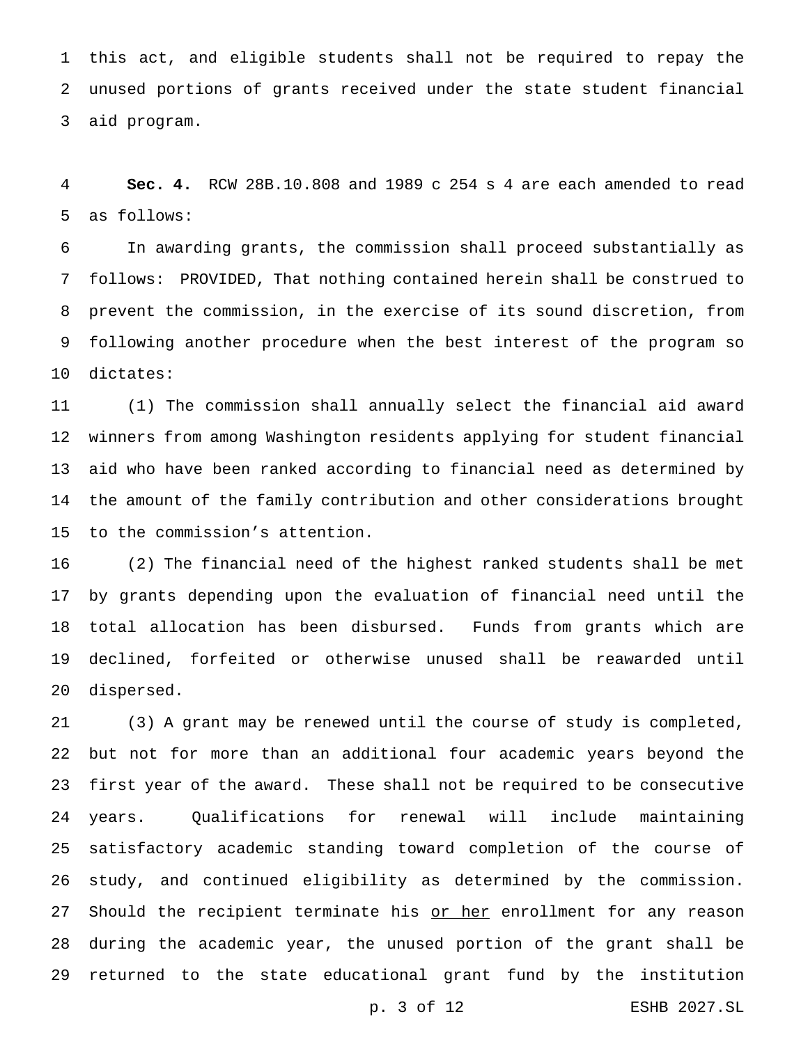this act, and eligible students shall not be required to repay the unused portions of grants received under the state student financial aid program.

**Sec. 4.** RCW 28B.10.808 and 1989 c 254 s 4 are each amended to read as follows:

In awarding grants, the commission shall proceed substantially as follows: PROVIDED, That nothing contained herein shall be construed to prevent the commission, in the exercise of its sound discretion, from following another procedure when the best interest of the program so dictates:

(1) The commission shall annually select the financial aid award winners from among Washington residents applying for student financial aid who have been ranked according to financial need as determined by the amount of the family contribution and other considerations brought to the commission's attention.

(2) The financial need of the highest ranked students shall be met by grants depending upon the evaluation of financial need until the total allocation has been disbursed. Funds from grants which are declined, forfeited or otherwise unused shall be reawarded until dispersed.

(3) A grant may be renewed until the course of study is completed, but not for more than an additional four academic years beyond the first year of the award. These shall not be required to be consecutive years. Qualifications for renewal will include maintaining satisfactory academic standing toward completion of the course of study, and continued eligibility as determined by the commission. Should the recipient terminate his <u>or her</u> enrollment for any reason during the academic year, the unused portion of the grant shall be returned to the state educational grant fund by the institution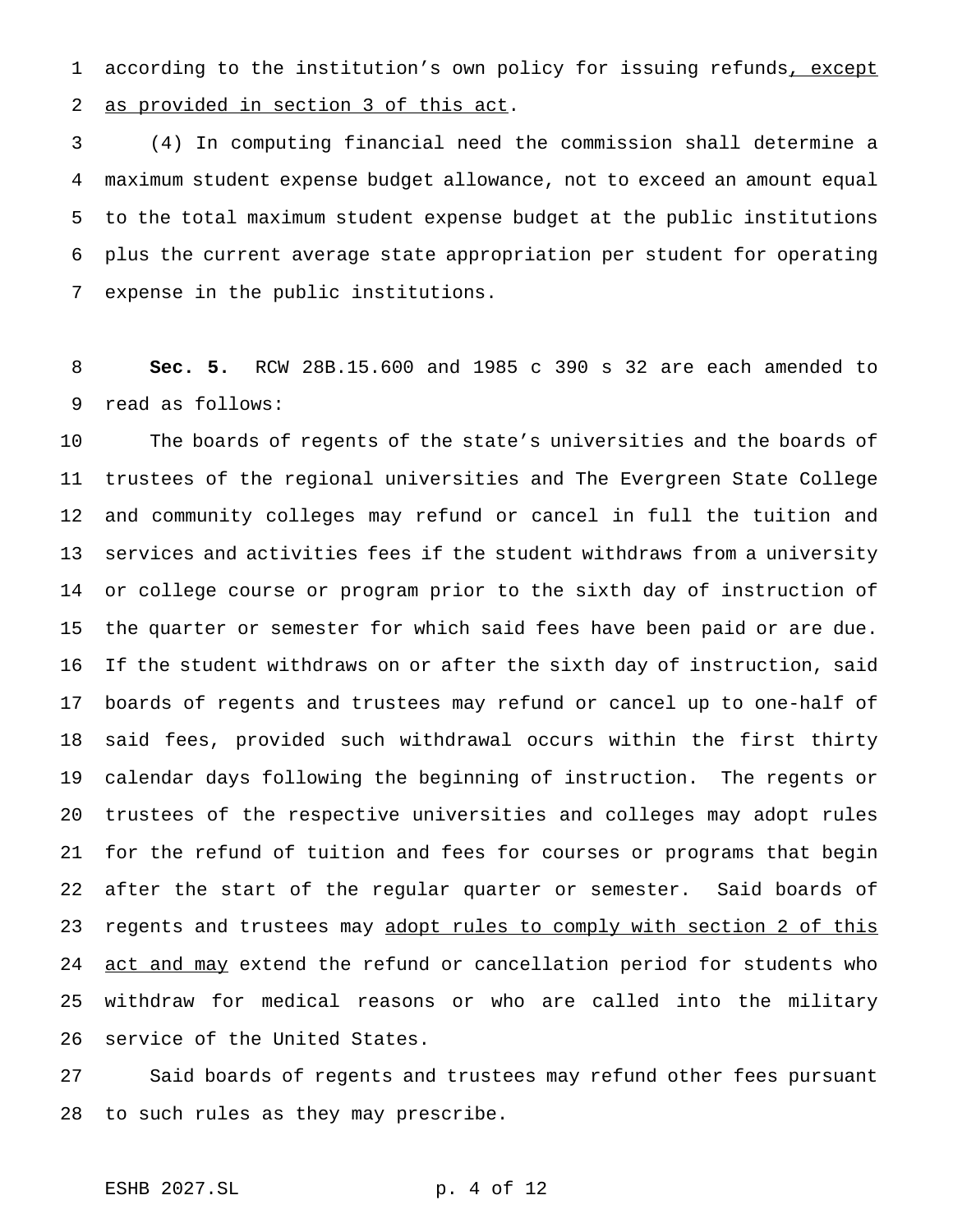according to the institution's own policy for issuing refunds, except as provided in section 3 of this act.

(4) In computing financial need the commission shall determine a maximum student expense budget allowance, not to exceed an amount equal to the total maximum student expense budget at the public institutions plus the current average state appropriation per student for operating expense in the public institutions.

**Sec. 5.** RCW 28B.15.600 and 1985 c 390 s 32 are each amended to read as follows:

The boards of regents of the state's universities and the boards of trustees of the regional universities and The Evergreen State College and community colleges may refund or cancel in full the tuition and services and activities fees if the student withdraws from a university or college course or program prior to the sixth day of instruction of the quarter or semester for which said fees have been paid or are due. If the student withdraws on or after the sixth day of instruction, said boards of regents and trustees may refund or cancel up to one-half of said fees, provided such withdrawal occurs within the first thirty calendar days following the beginning of instruction. The regents or trustees of the respective universities and colleges may adopt rules for the refund of tuition and fees for courses or programs that begin after the start of the regular quarter or semester. Said boards of regents and trustees may adopt rules to comply with section 2 of this act and may extend the refund or cancellation period for students who withdraw for medical reasons or who are called into the military service of the United States.

Said boards of regents and trustees may refund other fees pursuant to such rules as they may prescribe.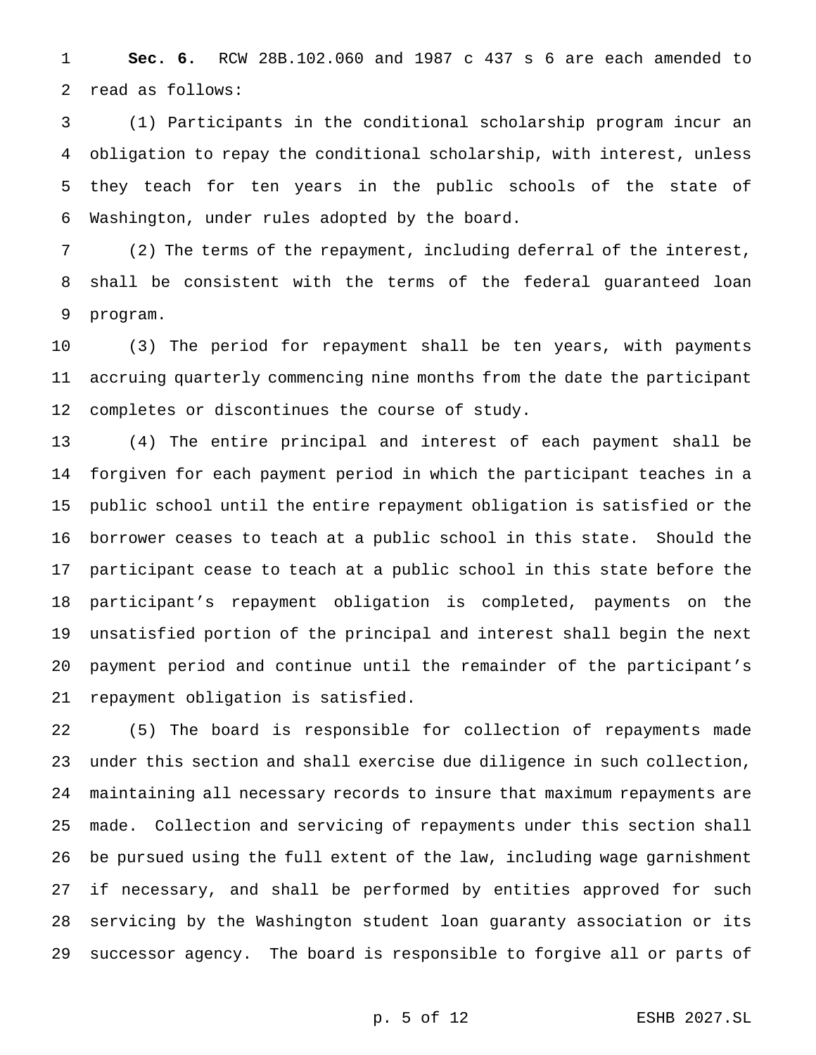**Sec. 6.** RCW 28B.102.060 and 1987 c 437 s 6 are each amended to read as follows:

(1) Participants in the conditional scholarship program incur an obligation to repay the conditional scholarship, with interest, unless they teach for ten years in the public schools of the state of Washington, under rules adopted by the board.

(2) The terms of the repayment, including deferral of the interest, shall be consistent with the terms of the federal guaranteed loan program.

(3) The period for repayment shall be ten years, with payments accruing quarterly commencing nine months from the date the participant completes or discontinues the course of study.

(4) The entire principal and interest of each payment shall be forgiven for each payment period in which the participant teaches in a public school until the entire repayment obligation is satisfied or the borrower ceases to teach at a public school in this state. Should the participant cease to teach at a public school in this state before the participant's repayment obligation is completed, payments on the unsatisfied portion of the principal and interest shall begin the next payment period and continue until the remainder of the participant's repayment obligation is satisfied.

(5) The board is responsible for collection of repayments made under this section and shall exercise due diligence in such collection, maintaining all necessary records to insure that maximum repayments are made. Collection and servicing of repayments under this section shall be pursued using the full extent of the law, including wage garnishment if necessary, and shall be performed by entities approved for such servicing by the Washington student loan guaranty association or its successor agency. The board is responsible to forgive all or parts of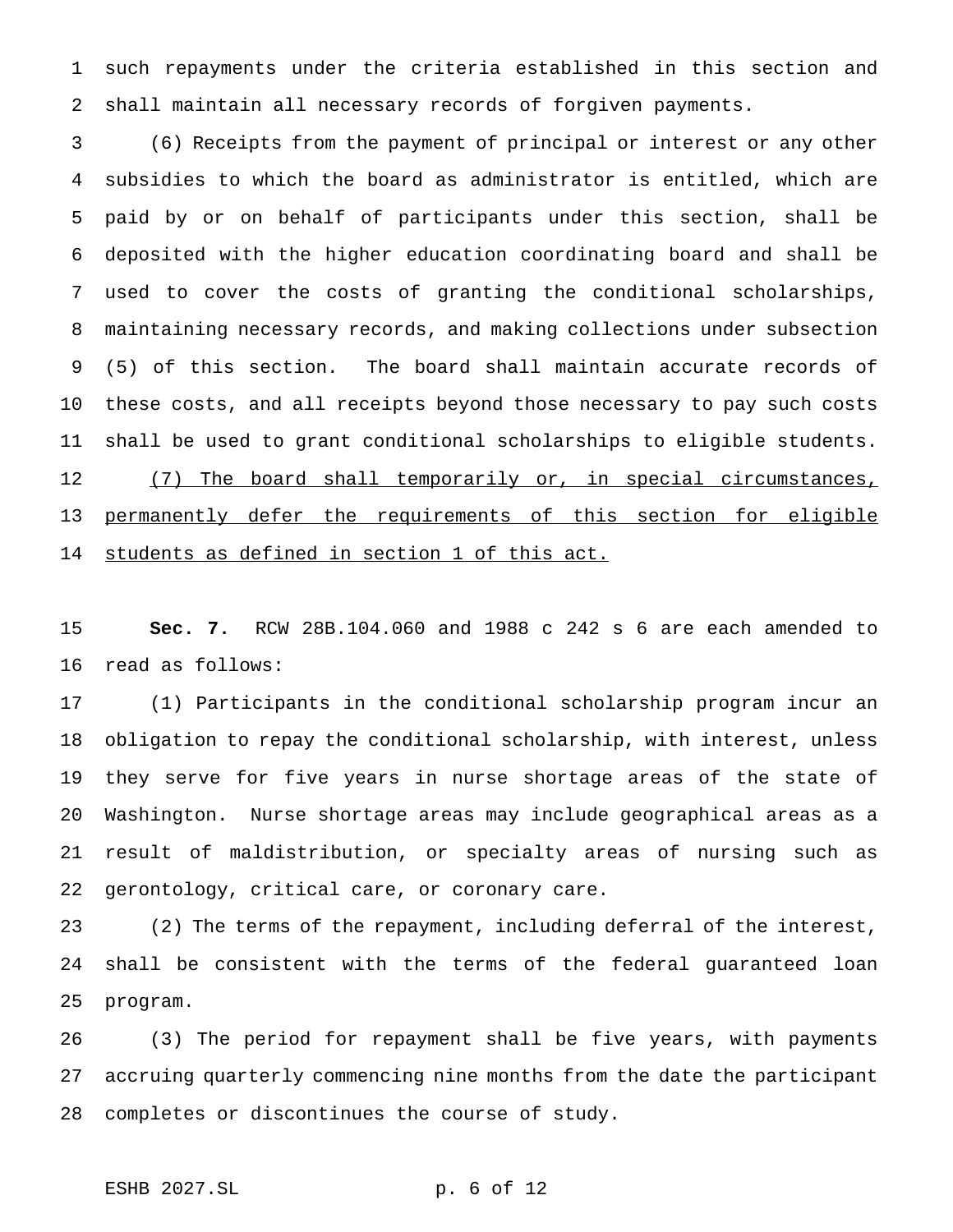such repayments under the criteria established in this section and shall maintain all necessary records of forgiven payments.

(6) Receipts from the payment of principal or interest or any other subsidies to which the board as administrator is entitled, which are paid by or on behalf of participants under this section, shall be deposited with the higher education coordinating board and shall be used to cover the costs of granting the conditional scholarships, maintaining necessary records, and making collections under subsection (5) of this section. The board shall maintain accurate records of these costs, and all receipts beyond those necessary to pay such costs shall be used to grant conditional scholarships to eligible students.

<u>(7) The board shall temporarily or, in special circumstances, permanently defer the requirements of this section for eligible students as defined in section 1 of this act.</u>

**Sec. 7.** RCW 28B.104.060 and 1988 c 242 s 6 are each amended to read as follows:

(1) Participants in the conditional scholarship program incur an obligation to repay the conditional scholarship, with interest, unless they serve for five years in nurse shortage areas of the state of Washington. Nurse shortage areas may include geographical areas as a result of maldistribution, or specialty areas of nursing such as gerontology, critical care, or coronary care.

(2) The terms of the repayment, including deferral of the interest, shall be consistent with the terms of the federal guaranteed loan program.

(3) The period for repayment shall be five years, with payments accruing quarterly commencing nine months from the date the participant completes or discontinues the course of study.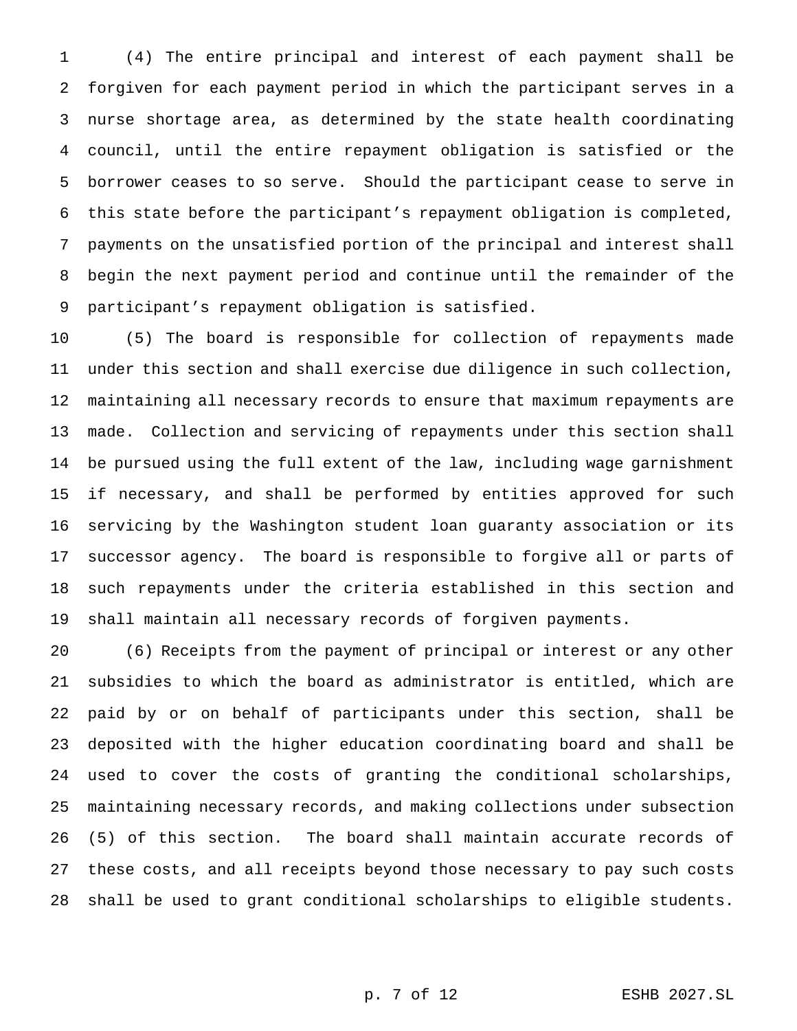(4) The entire principal and interest of each payment shall be forgiven for each payment period in which the participant serves in a nurse shortage area, as determined by the state health coordinating council, until the entire repayment obligation is satisfied or the borrower ceases to so serve. Should the participant cease to serve in this state before the participant's repayment obligation is completed, payments on the unsatisfied portion of the principal and interest shall begin the next payment period and continue until the remainder of the participant's repayment obligation is satisfied.

(5) The board is responsible for collection of repayments made under this section and shall exercise due diligence in such collection, maintaining all necessary records to ensure that maximum repayments are made. Collection and servicing of repayments under this section shall be pursued using the full extent of the law, including wage garnishment if necessary, and shall be performed by entities approved for such servicing by the Washington student loan guaranty association or its successor agency. The board is responsible to forgive all or parts of such repayments under the criteria established in this section and shall maintain all necessary records of forgiven payments.

(6) Receipts from the payment of principal or interest or any other subsidies to which the board as administrator is entitled, which are paid by or on behalf of participants under this section, shall be deposited with the higher education coordinating board and shall be used to cover the costs of granting the conditional scholarships, maintaining necessary records, and making collections under subsection (5) of this section. The board shall maintain accurate records of these costs, and all receipts beyond those necessary to pay such costs shall be used to grant conditional scholarships to eligible students.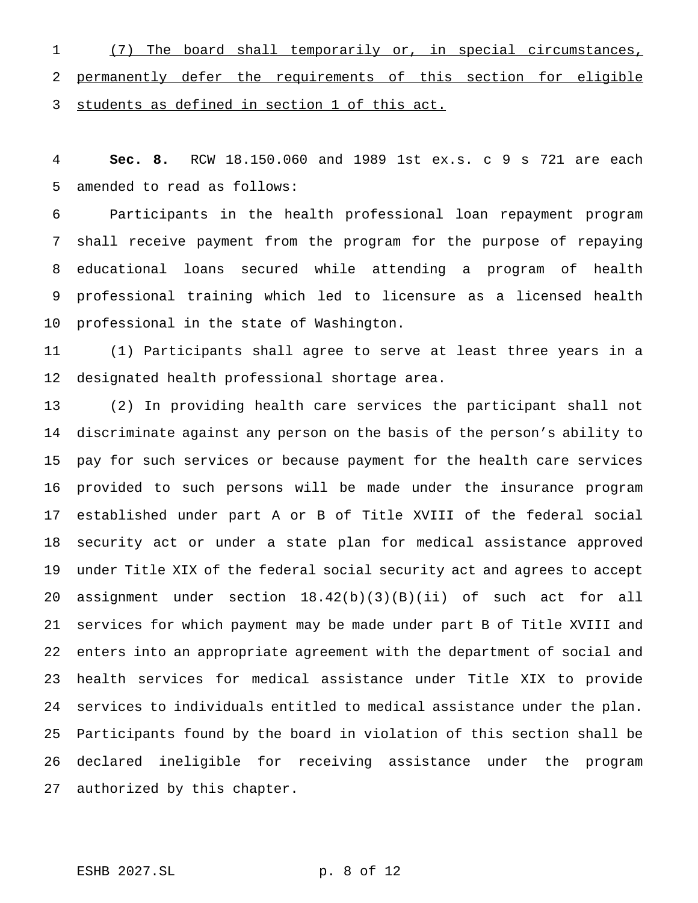(7) The board shall temporarily or, in special circumstances, permanently defer the requirements of this section for eligible students as defined in section 1 of this act.

**Sec. 8.** RCW 18.150.060 and 1989 1st ex.s. c 9 s 721 are each amended to read as follows:

Participants in the health professional loan repayment program shall receive payment from the program for the purpose of repaying educational loans secured while attending a program of health professional training which led to licensure as a licensed health professional in the state of Washington.

(1) Participants shall agree to serve at least three years in a designated health professional shortage area.

(2) In providing health care services the participant shall not discriminate against any person on the basis of the person's ability to pay for such services or because payment for the health care services provided to such persons will be made under the insurance program established under part A or B of Title XVIII of the federal social security act or under a state plan for medical assistance approved under Title XIX of the federal social security act and agrees to accept assignment under section 18.42(b)(3)(B)(ii) of such act for all services for which payment may be made under part B of Title XVIII and enters into an appropriate agreement with the department of social and health services for medical assistance under Title XIX to provide services to individuals entitled to medical assistance under the plan. Participants found by the board in violation of this section shall be declared ineligible for receiving assistance under the program authorized by this chapter.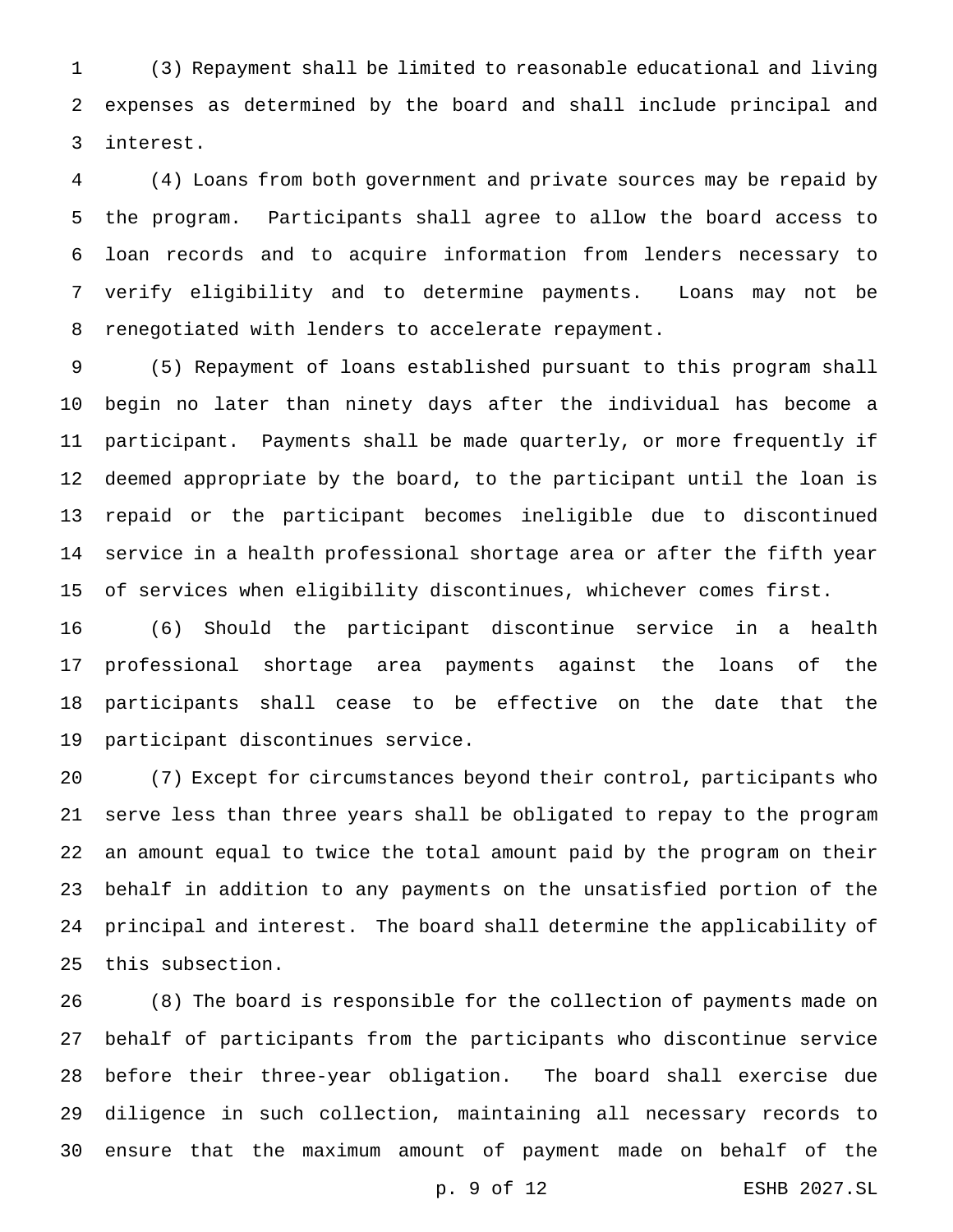(3) Repayment shall be limited to reasonable educational and living expenses as determined by the board and shall include principal and interest.

(4) Loans from both government and private sources may be repaid by the program. Participants shall agree to allow the board access to loan records and to acquire information from lenders necessary to verify eligibility and to determine payments. Loans may not be renegotiated with lenders to accelerate repayment.

(5) Repayment of loans established pursuant to this program shall begin no later than ninety days after the individual has become a participant. Payments shall be made quarterly, or more frequently if deemed appropriate by the board, to the participant until the loan is repaid or the participant becomes ineligible due to discontinued service in a health professional shortage area or after the fifth year of services when eligibility discontinues, whichever comes first.

(6) Should the participant discontinue service in a health professional shortage area payments against the loans of the participants shall cease to be effective on the date that the participant discontinues service.

(7) Except for circumstances beyond their control, participants who serve less than three years shall be obligated to repay to the program an amount equal to twice the total amount paid by the program on their behalf in addition to any payments on the unsatisfied portion of the principal and interest. The board shall determine the applicability of this subsection.

(8) The board is responsible for the collection of payments made on behalf of participants from the participants who discontinue service before their three-year obligation. The board shall exercise due diligence in such collection, maintaining all necessary records to ensure that the maximum amount of payment made on behalf of the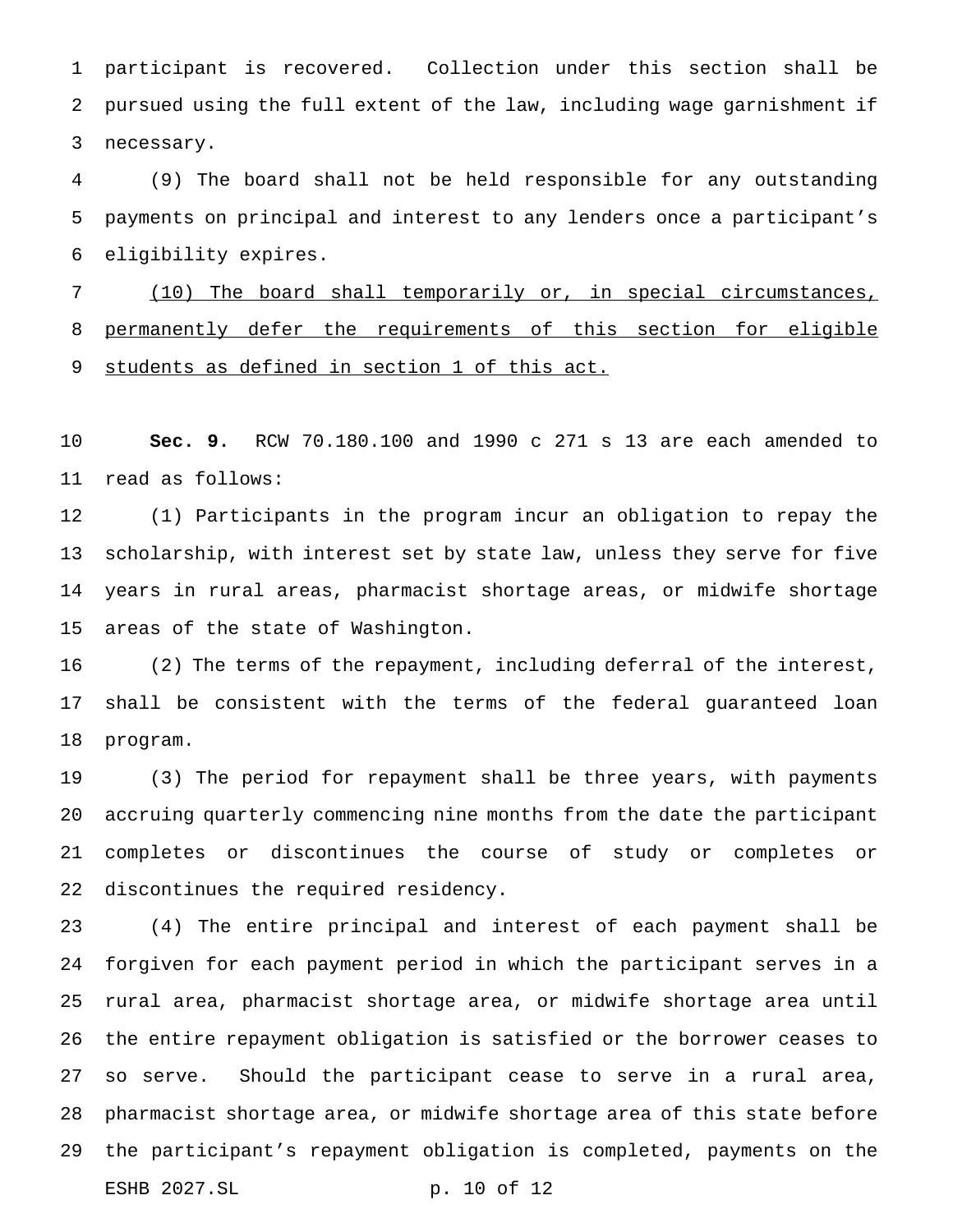participant is recovered. Collection under this section shall be pursued using the full extent of the law, including wage garnishment if necessary.

(9) The board shall not be held responsible for any outstanding payments on principal and interest to any lenders once a participant's eligibility expires.

<u>(10) The board shall temporarily or, in special circumstances, permanently defer the requirements of this section for eligible students as defined in section 1 of this act.</u>

**Sec. 9.** RCW 70.180.100 and 1990 c 271 s 13 are each amended to read as follows:

(1) Participants in the program incur an obligation to repay the scholarship, with interest set by state law, unless they serve for five years in rural areas, pharmacist shortage areas, or midwife shortage areas of the state of Washington.

(2) The terms of the repayment, including deferral of the interest, shall be consistent with the terms of the federal guaranteed loan program.

(3) The period for repayment shall be three years, with payments accruing quarterly commencing nine months from the date the participant completes or discontinues the course of study or completes or discontinues the required residency.

(4) The entire principal and interest of each payment shall be forgiven for each payment period in which the participant serves in a rural area, pharmacist shortage area, or midwife shortage area until the entire repayment obligation is satisfied or the borrower ceases to so serve. Should the participant cease to serve in a rural area, pharmacist shortage area, or midwife shortage area of this state before the participant's repayment obligation is completed, payments on the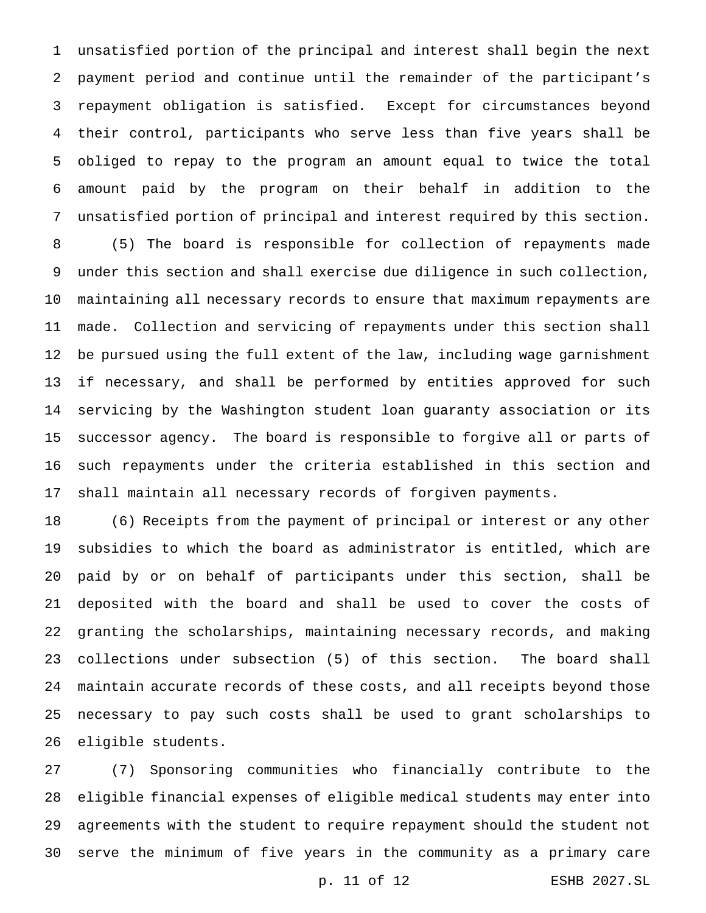unsatisfied portion of the principal and interest shall begin the next payment period and continue until the remainder of the participant's repayment obligation is satisfied. Except for circumstances beyond their control, participants who serve less than five years shall be obliged to repay to the program an amount equal to twice the total amount paid by the program on their behalf in addition to the unsatisfied portion of principal and interest required by this section.

(5) The board is responsible for collection of repayments made under this section and shall exercise due diligence in such collection, maintaining all necessary records to ensure that maximum repayments are made. Collection and servicing of repayments under this section shall be pursued using the full extent of the law, including wage garnishment if necessary, and shall be performed by entities approved for such servicing by the Washington student loan guaranty association or its successor agency. The board is responsible to forgive all or parts of such repayments under the criteria established in this section and shall maintain all necessary records of forgiven payments.

(6) Receipts from the payment of principal or interest or any other subsidies to which the board as administrator is entitled, which are paid by or on behalf of participants under this section, shall be deposited with the board and shall be used to cover the costs of granting the scholarships, maintaining necessary records, and making collections under subsection (5) of this section. The board shall maintain accurate records of these costs, and all receipts beyond those necessary to pay such costs shall be used to grant scholarships to eligible students.

(7) Sponsoring communities who financially contribute to the eligible financial expenses of eligible medical students may enter into agreements with the student to require repayment should the student not serve the minimum of five years in the community as a primary care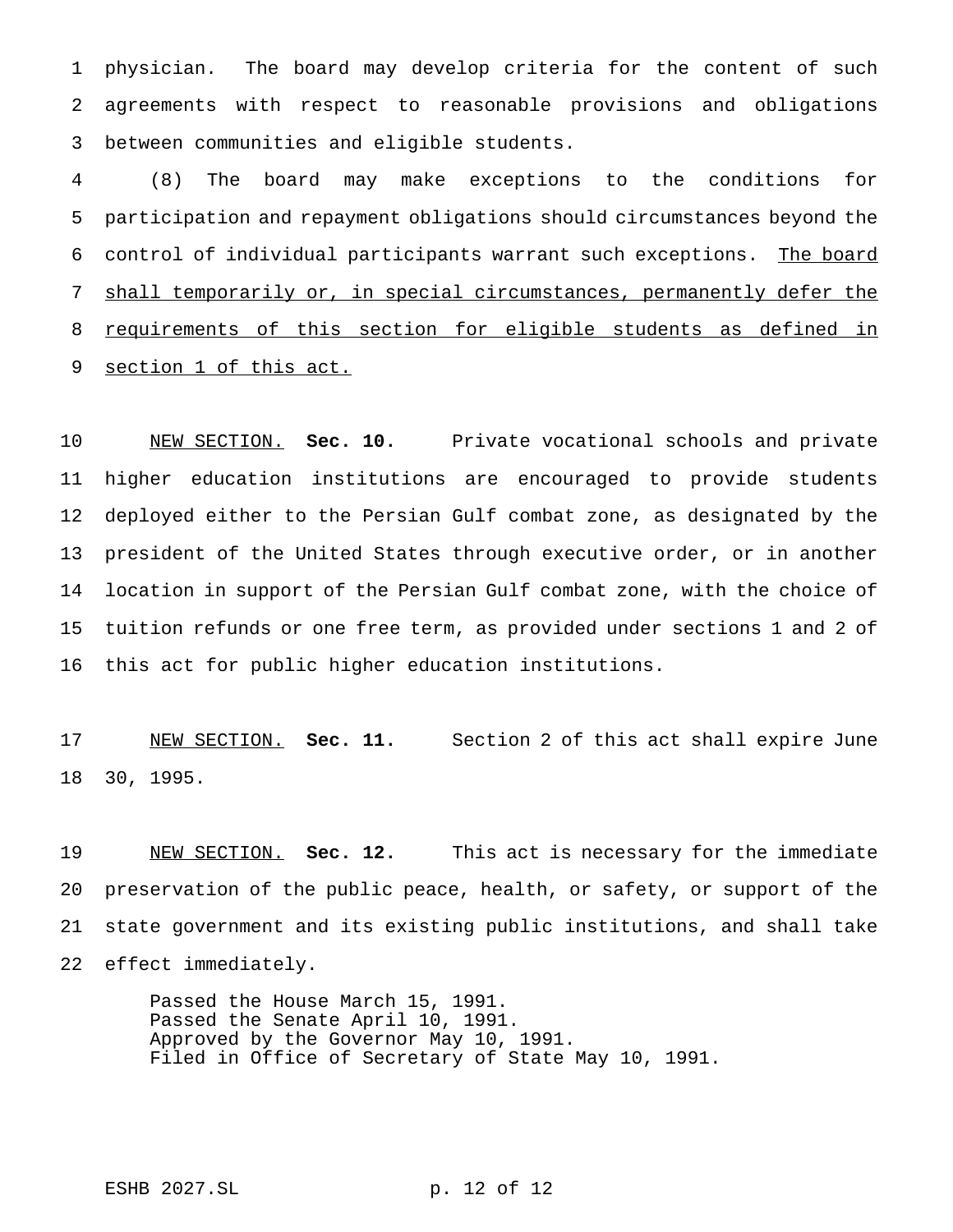physician. The board may develop criteria for the content of such agreements with respect to reasonable provisions and obligations between communities and eligible students.

(8) The board may make exceptions to the conditions for participation and repayment obligations should circumstances beyond the control of individual participants warrant such exceptions. The board shall temporarily or, in special circumstances, permanently defer the requirements of this section for eligible students as defined in section 1 of this act.

NEW SECTION. **Sec. 10.** Private vocational schools and private higher education institutions are encouraged to provide students deployed either to the Persian Gulf combat zone, as designated by the president of the United States through executive order, or in another location in support of the Persian Gulf combat zone, with the choice of tuition refunds or one free term, as provided under sections 1 and 2 of this act for public higher education institutions.

NEW SECTION. **Sec. 11.** Section 2 of this act shall expire June 30, 1995.

NEW SECTION. **Sec. 12.** This act is necessary for the immediate preservation of the public peace, health, or safety, or support of the state government and its existing public institutions, and shall take effect immediately.

Passed the House March 15, 1991.
Passed the Senate April 10, 1991.
Approved by the Governor May 10, 1991.
Filed in Office of Secretary of State May 10, 1991.